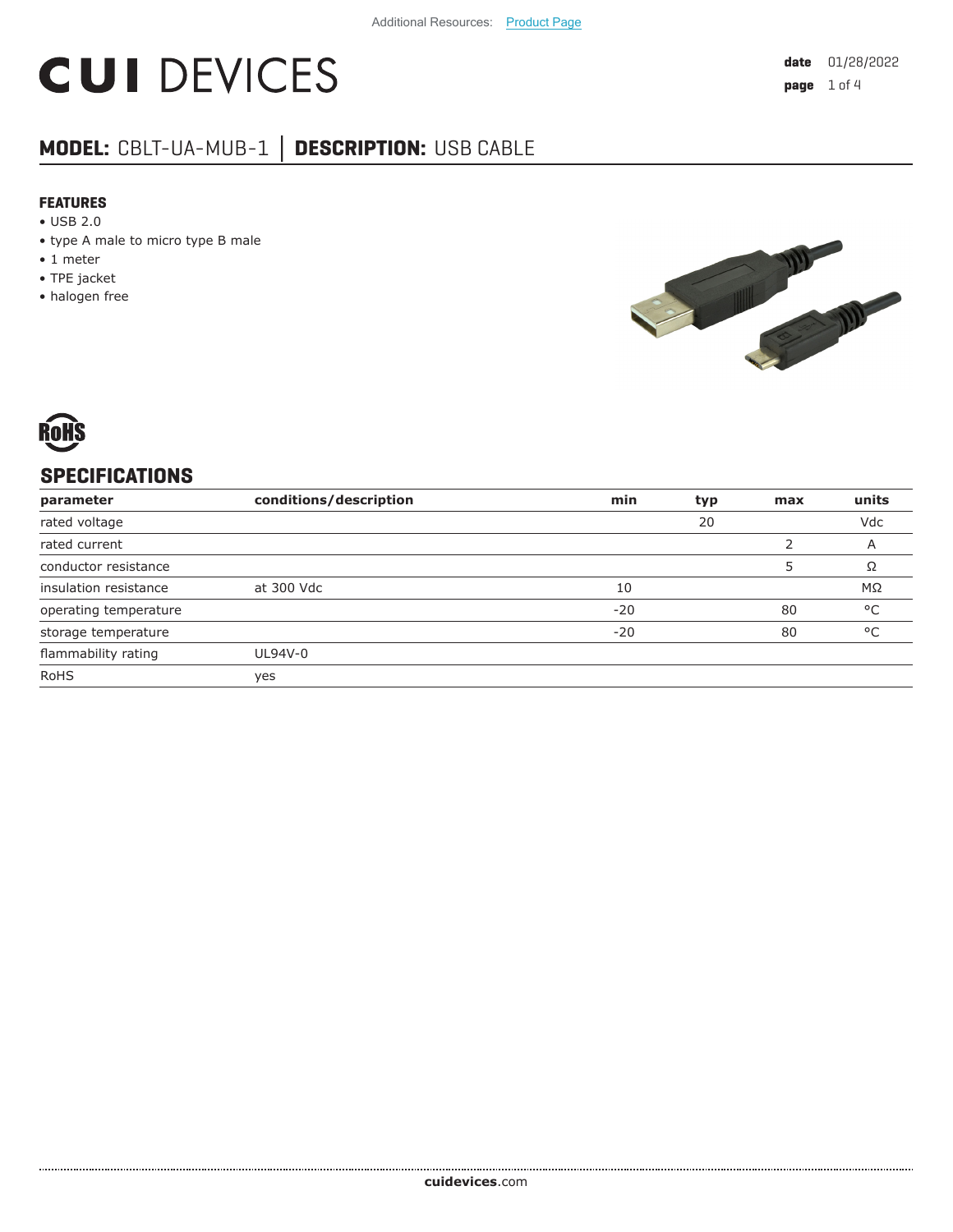Additional Resources: Product Page

# CUI DEVICES

**date** 01/28/2022

## MODEL: CBLT-UA-MUB-1 │ DESCRIPTION: USB CABLE

### FEATURES

- USB 2.0
- type A male to micro type B male
- 1 meter
- TPE jacket
- halogen free

RoHS

## SPECIFICATIONS

| parameter | conditions/description | min | typ | max | units |
|---|---|---|---|---|---|
| rated voltage | | | 20 | | Vdc |
| rated current | | | | 2 | A |
| conductor resistance | | | | 5 | Ω |
| insulation resistance | at 300 Vdc | 10 | | | MΩ |
| operating temperature | | -20 | | 80 | °C |
| storage temperature | | -20 | | 80 | °C |
| flammability rating | UL94V-0 | | | | |
| RoHS | yes | | | | |

**cuidevices**.com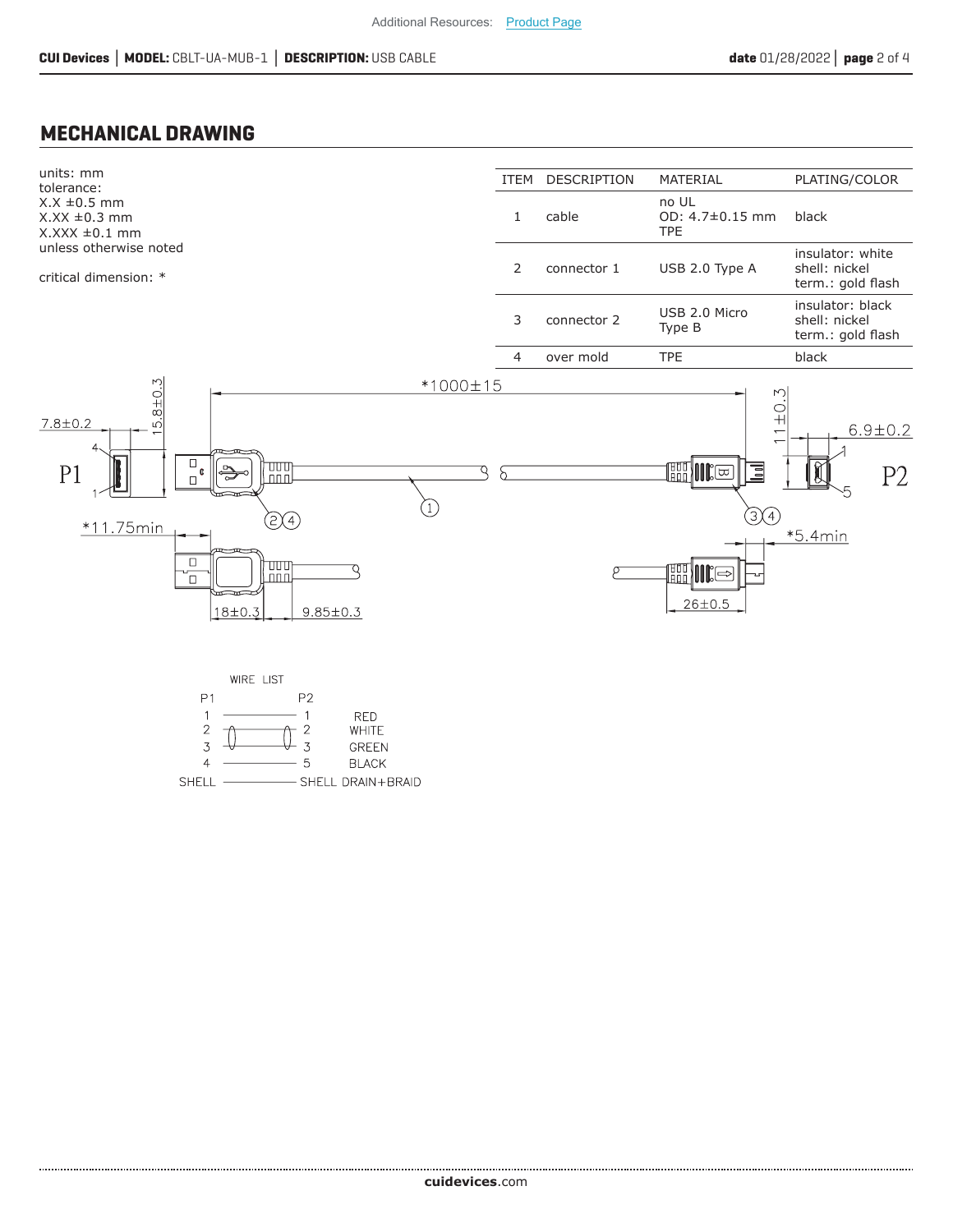Additional Resources: Product Page

## MECHANICAL DRAWING

units: mm
tolerance:
X.X ±0.5 mm
X.XX ±0.3 mm
X.XXX ±0.1 mm
unless otherwise noted

critical dimension: *

| ITEM | DESCRIPTION | MATERIAL | PLATING/COLOR |
|---|---|---|---|
| 1 | cable | no UL<br>OD: 4.7±0.15 mm<br>TPE | black |
| 2 | connector 1 | USB 2.0 Type A | insulator: white<br>shell: nickel<br>term.: gold flash |
| 3 | connector 2 | USB 2.0 Micro Type B | insulator: black<br>shell: nickel<br>term.: gold flash |
| 4 | over mold | TPE | black |

*1000±15

P1: 7.8±0.2, 15.8±0.3, *11.75min, 18±0.3, 9.85±0.3

P2: 11±0.3, 6.9±0.2, *5.4min, 26±0.5

WIRE LIST

| P1 | P2 | |
|---|---|---|
| 1 | 1 | RED |
| 2 | 2 | WHITE |
| 3 | 3 | GREEN |
| 4 | 5 | BLACK |
| SHELL | SHELL | DRAIN+BRAID |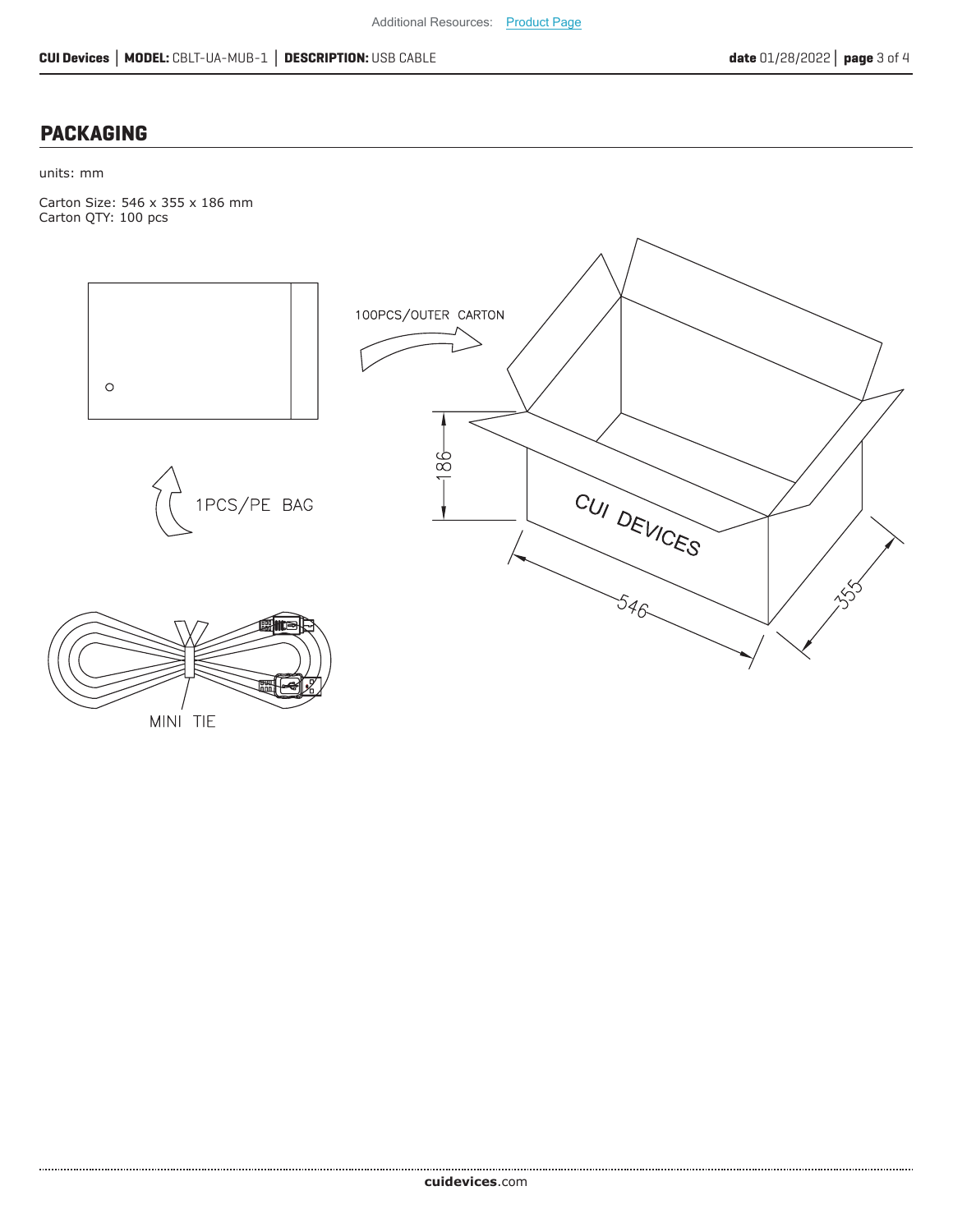## PACKAGING

units: mm

Carton Size: 546 x 355 x 186 mm
Carton QTY: 100 pcs

100PCS/OUTER CARTON

1PCS/PE BAG

MINI TIE

CUI DEVICES

186

546

355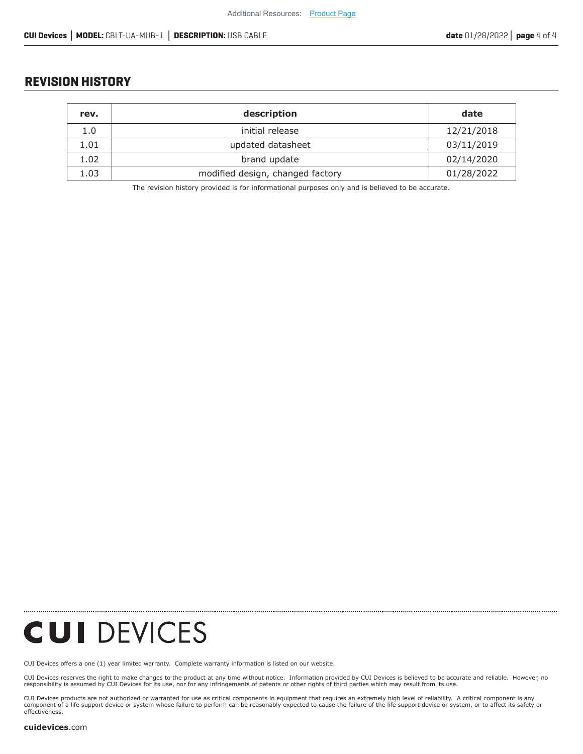## REVISION HISTORY

| rev. | description | date |
|---|---|---|
| 1.0 | initial release | 12/21/2018 |
| 1.01 | updated datasheet | 03/11/2019 |
| 1.02 | brand update | 02/14/2020 |
| 1.03 | modified design, changed factory | 01/28/2022 |

The revision history provided is for informational purposes only and is believed to be accurate.

**CUI DEVICES**

CUI Devices offers a one (1) year limited warranty. Complete warranty information is listed on our website.

CUI Devices reserves the right to make changes to the product at any time without notice. Information provided by CUI Devices is believed to be accurate and reliable. However, no responsibility is assumed by CUI Devices for its use, nor for any infringements of patents or other rights of third parties which may result from its use.

CUI Devices products are not authorized or warranted for use as critical components in equipment that requires an extremely high level of reliability. A critical component is any component of a life support device or system whose failure to perform can be reasonably expected to cause the failure of the life support device or system, or to affect its safety or effectiveness.

**cuidevices**.com